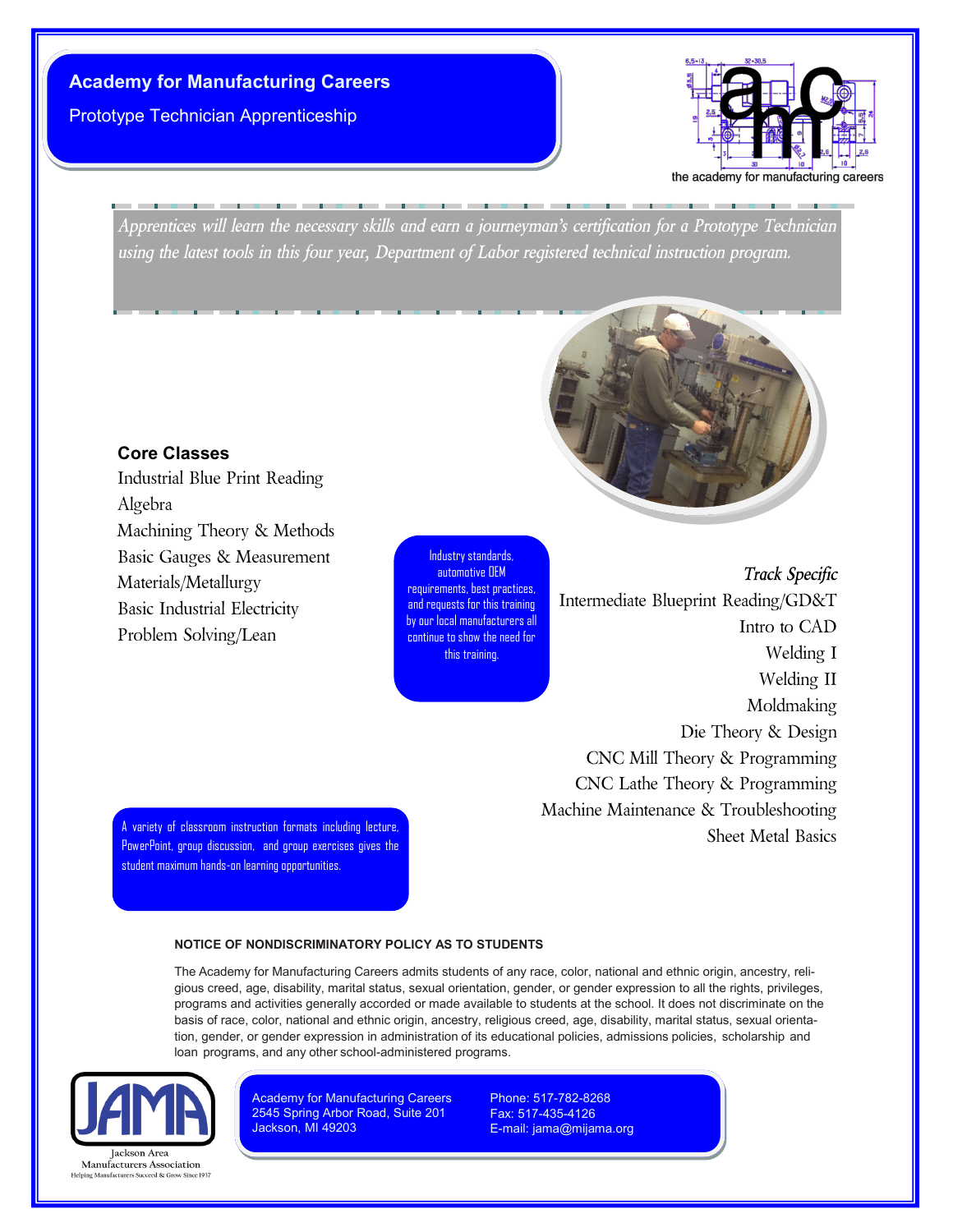# Academy for Manufacturing Careers

## Prototype Technician Apprenticeship

the academy for manufacturing careers

*Apprentices will learn the necessary skills and earn a journeyman's certification for a Prototype Technician using the latest tools in this four year, Department of Labor registered technical instruction program.*

### Core Classes

- Industrial Blue Print Reading
- Algebra
- Machining Theory & Methods
- Basic Gauges & Measurement
- Materials/Metallurgy
- Basic Industrial Electricity
- Problem Solving/Lean

Industry standards, automotive OEM requirements, best practices, and requests for this training by our local manufacturers all continue to show the need for this training.

### *Track Specific*

- Intermediate Blueprint Reading/GD&T
- Intro to CAD
- Welding I
- Welding II
- Moldmaking
- Die Theory & Design
- CNC Mill Theory & Programming
- CNC Lathe Theory & Programming
- Machine Maintenance & Troubleshooting
- Sheet Metal Basics

A variety of classroom instruction formats including lecture, PowerPoint, group discussion, and group exercises gives the student maximum hands-on learning opportunities.

**NOTICE OF NONDISCRIMINATORY POLICY AS TO STUDENTS**

The Academy for Manufacturing Careers admits students of any race, color, national and ethnic origin, ancestry, religious creed, age, disability, marital status, sexual orientation, gender, or gender expression to all the rights, privileges, programs and activities generally accorded or made available to students at the school. It does not discriminate on the basis of race, color, national and ethnic origin, ancestry, religious creed, age, disability, marital status, sexual orientation, gender, or gender expression in administration of its educational policies, admissions policies, scholarship and loan programs, and any other school-administered programs.

JAMA
Jackson Area Manufacturers Association
Helping Manufacturers Succeed & Grow Since 1937

Academy for Manufacturing Careers
2545 Spring Arbor Road, Suite 201
Jackson, MI 49203

Phone: 517-782-8268
Fax: 517-435-4126
E-mail: jama@mijama.org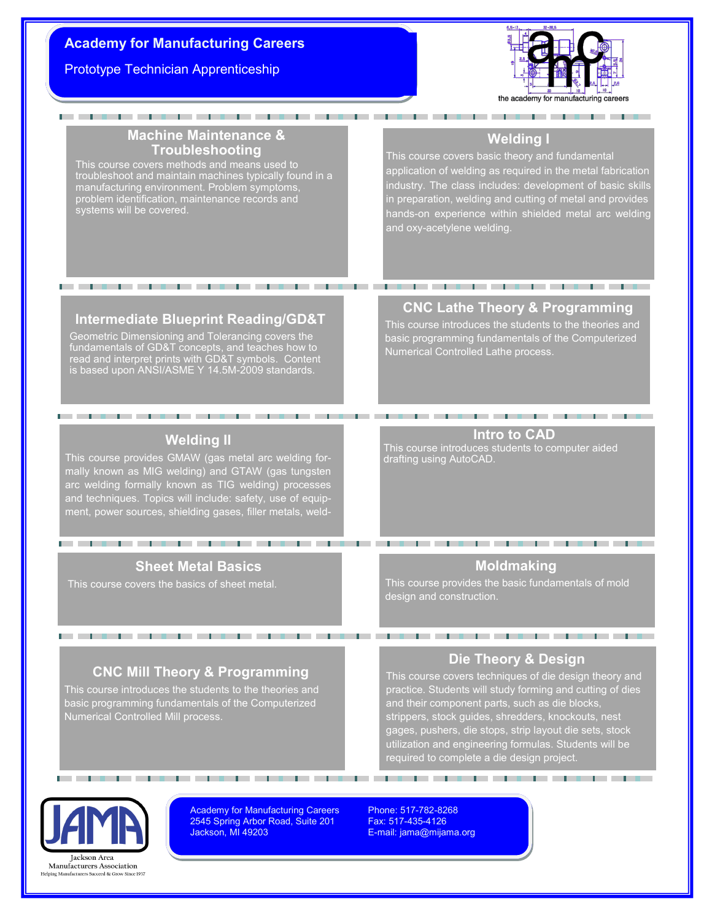**Academy for Manufacturing Careers**

Prototype Technician Apprenticeship

the academy for manufacturing careers

## Machine Maintenance & Troubleshooting

This course covers methods and means used to troubleshoot and maintain machines typically found in a manufacturing environment. Problem symptoms, problem identification, maintenance records and systems will be covered.

## Welding I

This course covers basic theory and fundamental application of welding as required in the metal fabrication industry. The class includes: development of basic skills in preparation, welding and cutting of metal and provides hands-on experience within shielded metal arc welding and oxy-acetylene welding.

## Intermediate Blueprint Reading/GD&T

Geometric Dimensioning and Tolerancing covers the fundamentals of GD&T concepts, and teaches how to read and interpret prints with GD&T symbols. Content is based upon ANSI/ASME Y 14.5M-2009 standards.

## CNC Lathe Theory & Programming

This course introduces the students to the theories and basic programming fundamentals of the Computerized Numerical Controlled Lathe process.

## Welding II

This course provides GMAW (gas metal arc welding formally known as MIG welding) and GTAW (gas tungsten arc welding formally known as TIG welding) processes and techniques. Topics will include: safety, use of equipment, power sources, shielding gases, filler metals, weld-

## Intro to CAD

This course introduces students to computer aided drafting using AutoCAD.

## Sheet Metal Basics

This course covers the basics of sheet metal.

## Moldmaking

This course provides the basic fundamentals of mold design and construction.

## CNC Mill Theory & Programming

This course introduces the students to the theories and basic programming fundamentals of the Computerized Numerical Controlled Mill process.

## Die Theory & Design

This course covers techniques of die design theory and practice. Students will study forming and cutting of dies and their component parts, such as die blocks, strippers, stock guides, shredders, knockouts, nest gages, pushers, die stops, strip layout die sets, stock utilization and engineering formulas. Students will be required to complete a die design project.

JAMA

Jackson Area Manufacturers Association

Helping Manufacturers Succeed & Grow Since 1937

Academy for Manufacturing Careers
2545 Spring Arbor Road, Suite 201
Jackson, MI 49203

Phone: 517-782-8268
Fax: 517-435-4126
E-mail: jama@mijama.org